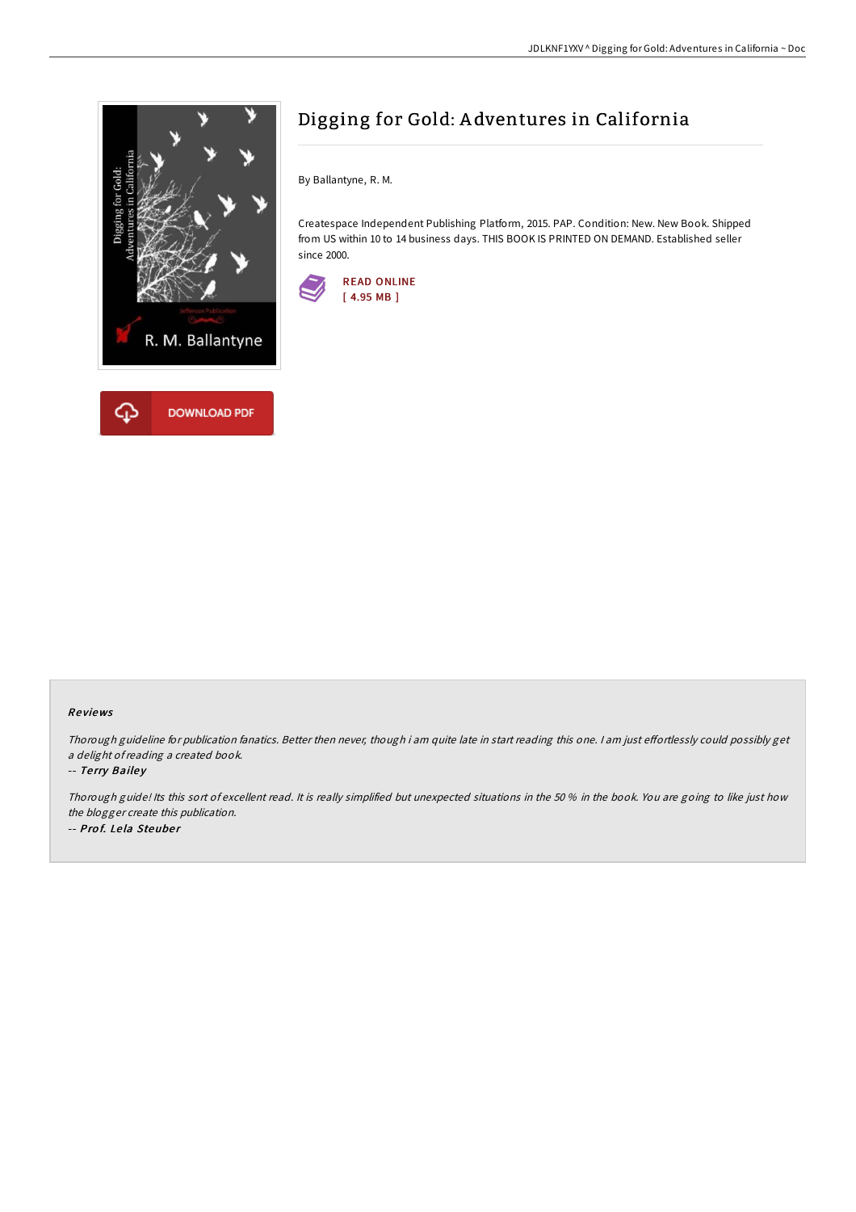# Digging for Gold: Adventures in California

By Ballantyne, R. M.

Createspace Independent Publishing Platform, 2015. PAP. Condition: New. New Book. Shipped from US within 10 to 14 business days. THIS BOOK IS PRINTED ON DEMAND. Established seller since 2000.

READ ONLINE
[ 4.95 MB ]

DOWNLOAD PDF

## Reviews

*Thorough guideline for publication fanatics. Better then never, though i am quite late in start reading this one. I am just effortlessly could possibly get a delight of reading a created book.*

-- *Terry Bailey*

*Thorough guide! Its this sort of excellent read. It is really simplified but unexpected situations in the 50 % in the book. You are going to like just how the blogger create this publication.*

-- *Prof. Lela Steuber*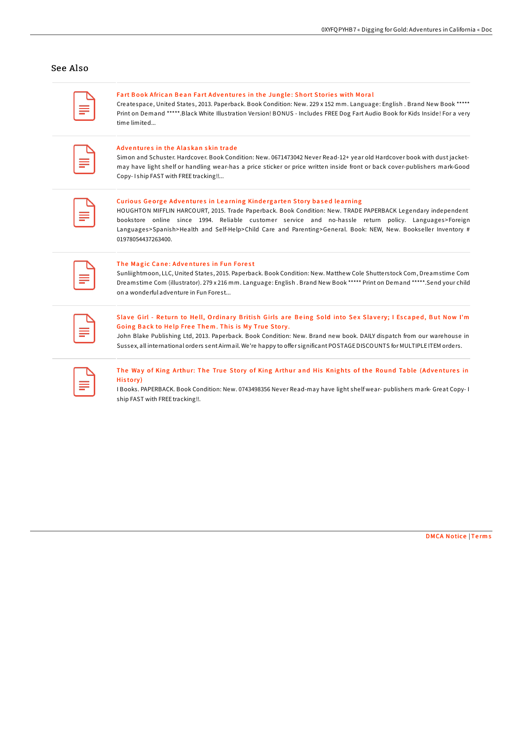## See Also

### Fart Book African Bean Fart Adventures in the Jungle: Short Stories with Moral

Createspace, United States, 2013. Paperback. Book Condition: New. 229 x 152 mm. Language: English . Brand New Book ***** Print on Demand *****.Black White Illustration Version! BONUS - Includes FREE Dog Fart Audio Book for Kids Inside! For a very time limited...

### Adventures in the Alaskan skin trade

Simon and Schuster. Hardcover. Book Condition: New. 0671473042 Never Read-12+ year old Hardcover book with dust jacket-may have light shelf or handling wear-has a price sticker or price written inside front or back cover-publishers mark-Good Copy- I ship FAST with FREE tracking!!...

### Curious George Adventures in Learning Kindergarten Story based learning

HOUGHTON MIFFLIN HARCOURT, 2015. Trade Paperback. Book Condition: New. TRADE PAPERBACK Legendary independent bookstore online since 1994. Reliable customer service and no-hassle return policy. Languages>Foreign Languages>Spanish>Health and Self-Help>Child Care and Parenting>General. Book: NEW, New. Bookseller Inventory # 01978054437263400.

### The Magic Cane: Adventures in Fun Forest

Sunliightmoon, LLC, United States, 2015. Paperback. Book Condition: New. Matthew Cole Shutterstock Com, Dreamstime Com Dreamstime Com (illustrator). 279 x 216 mm. Language: English . Brand New Book ***** Print on Demand *****.Send your child on a wonderful adventure in Fun Forest...

### Slave Girl - Return to Hell, Ordinary British Girls are Being Sold into Sex Slavery; I Escaped, But Now I'm Going Back to Help Free Them. This is My True Story.

John Blake Publishing Ltd, 2013. Paperback. Book Condition: New. Brand new book. DAILY dispatch from our warehouse in Sussex, all international orders sent Airmail. We're happy to offer significant POSTAGE DISCOUNTS for MULTIPLE ITEM orders.

### The Way of King Arthur: The True Story of King Arthur and His Knights of the Round Table (Adventures in History)

I Books. PAPERBACK. Book Condition: New. 0743498356 Never Read-may have light shelf wear- publishers mark- Great Copy- I ship FAST with FREE tracking!!.